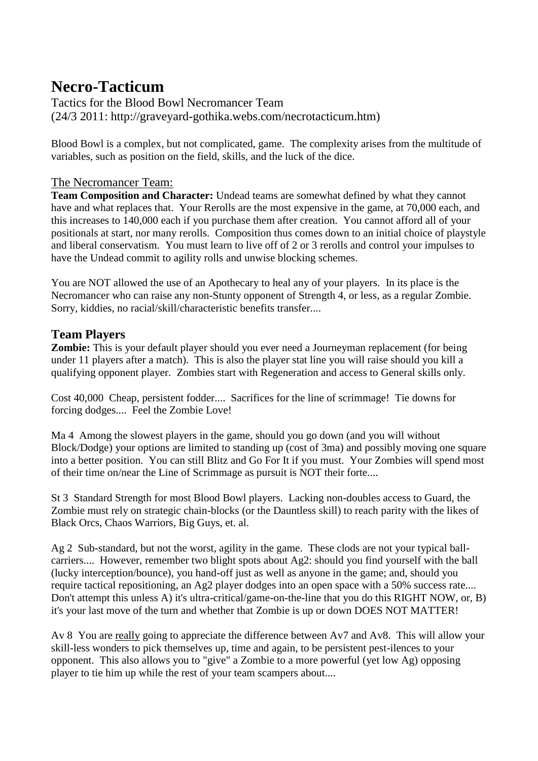# Necro-Tacticum

Tactics for the Blood Bowl Necromancer Team
(24/3 2011: http://graveyard-gothika.webs.com/necrotacticum.htm)

Blood Bowl is a complex, but not complicated, game. The complexity arises from the multitude of variables, such as position on the field, skills, and the luck of the dice.

## The Necromancer Team:

**Team Composition and Character:** Undead teams are somewhat defined by what they cannot have and what replaces that. Your Rerolls are the most expensive in the game, at 70,000 each, and this increases to 140,000 each if you purchase them after creation. You cannot afford all of your positionals at start, nor many rerolls. Composition thus comes down to an initial choice of playstyle and liberal conservatism. You must learn to live off of 2 or 3 rerolls and control your impulses to have the Undead commit to agility rolls and unwise blocking schemes.

You are NOT allowed the use of an Apothecary to heal any of your players. In its place is the Necromancer who can raise any non-Stunty opponent of Strength 4, or less, as a regular Zombie. Sorry, kiddies, no racial/skill/characteristic benefits transfer....

## Team Players

**Zombie:** This is your default player should you ever need a Journeyman replacement (for being under 11 players after a match). This is also the player stat line you will raise should you kill a qualifying opponent player. Zombies start with Regeneration and access to General skills only.

Cost 40,000 Cheap, persistent fodder.... Sacrifices for the line of scrimmage! Tie downs for forcing dodges.... Feel the Zombie Love!

Ma 4 Among the slowest players in the game, should you go down (and you will without Block/Dodge) your options are limited to standing up (cost of 3ma) and possibly moving one square into a better position. You can still Blitz and Go For It if you must. Your Zombies will spend most of their time on/near the Line of Scrimmage as pursuit is NOT their forte....

St 3 Standard Strength for most Blood Bowl players. Lacking non-doubles access to Guard, the Zombie must rely on strategic chain-blocks (or the Dauntless skill) to reach parity with the likes of Black Orcs, Chaos Warriors, Big Guys, et. al.

Ag 2 Sub-standard, but not the worst, agility in the game. These clods are not your typical ball-carriers.... However, remember two blight spots about Ag2: should you find yourself with the ball (lucky interception/bounce), you hand-off just as well as anyone in the game; and, should you require tactical repositioning, an Ag2 player dodges into an open space with a 50% success rate.... Don't attempt this unless A) it's ultra-critical/game-on-the-line that you do this RIGHT NOW, or, B) it's your last move of the turn and whether that Zombie is up or down DOES NOT MATTER!

Av 8 You are <u>really</u> going to appreciate the difference between Av7 and Av8. This will allow your skill-less wonders to pick themselves up, time and again, to be persistent pest-ilences to your opponent. This also allows you to "give" a Zombie to a more powerful (yet low Ag) opposing player to tie him up while the rest of your team scampers about....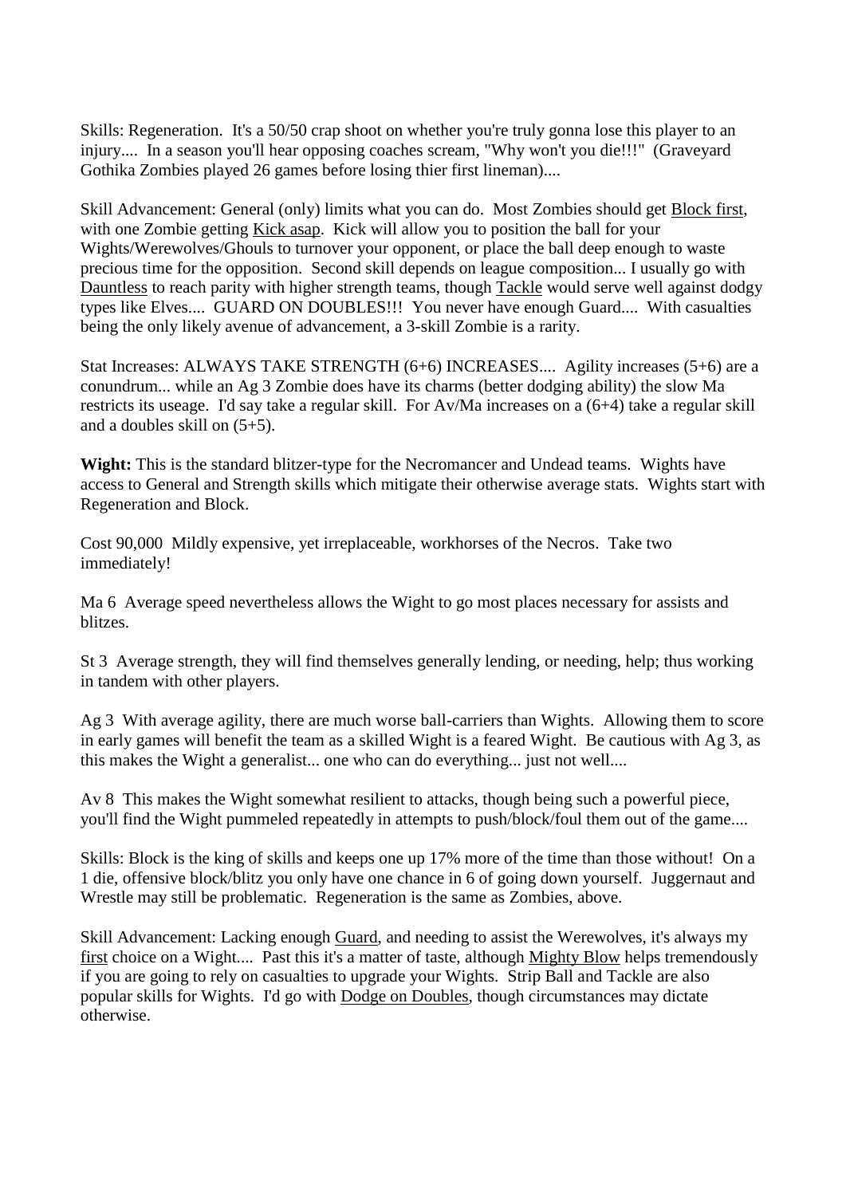Skills: Regeneration. It's a 50/50 crap shoot on whether you're truly gonna lose this player to an injury.... In a season you'll hear opposing coaches scream, "Why won't you die!!!" (Graveyard Gothika Zombies played 26 games before losing thier first lineman)....

Skill Advancement: General (only) limits what you can do. Most Zombies should get Block first, with one Zombie getting Kick asap. Kick will allow you to position the ball for your Wights/Werewolves/Ghouls to turnover your opponent, or place the ball deep enough to waste precious time for the opposition. Second skill depends on league composition... I usually go with Dauntless to reach parity with higher strength teams, though Tackle would serve well against dodgy types like Elves.... GUARD ON DOUBLES!!! You never have enough Guard.... With casualties being the only likely avenue of advancement, a 3-skill Zombie is a rarity.

Stat Increases: ALWAYS TAKE STRENGTH (6+6) INCREASES.... Agility increases (5+6) are a conundrum... while an Ag 3 Zombie does have its charms (better dodging ability) the slow Ma restricts its useage. I'd say take a regular skill. For Av/Ma increases on a (6+4) take a regular skill and a doubles skill on (5+5).

**Wight:** This is the standard blitzer-type for the Necromancer and Undead teams. Wights have access to General and Strength skills which mitigate their otherwise average stats. Wights start with Regeneration and Block.

Cost 90,000 Mildly expensive, yet irreplaceable, workhorses of the Necros. Take two immediately!

Ma 6 Average speed nevertheless allows the Wight to go most places necessary for assists and blitzes.

St 3 Average strength, they will find themselves generally lending, or needing, help; thus working in tandem with other players.

Ag 3 With average agility, there are much worse ball-carriers than Wights. Allowing them to score in early games will benefit the team as a skilled Wight is a feared Wight. Be cautious with Ag 3, as this makes the Wight a generalist... one who can do everything... just not well....

Av 8 This makes the Wight somewhat resilient to attacks, though being such a powerful piece, you'll find the Wight pummeled repeatedly in attempts to push/block/foul them out of the game....

Skills: Block is the king of skills and keeps one up 17% more of the time than those without! On a 1 die, offensive block/blitz you only have one chance in 6 of going down yourself. Juggernaut and Wrestle may still be problematic. Regeneration is the same as Zombies, above.

Skill Advancement: Lacking enough Guard, and needing to assist the Werewolves, it's always my first choice on a Wight.... Past this it's a matter of taste, although Mighty Blow helps tremendously if you are going to rely on casualties to upgrade your Wights. Strip Ball and Tackle are also popular skills for Wights. I'd go with Dodge on Doubles, though circumstances may dictate otherwise.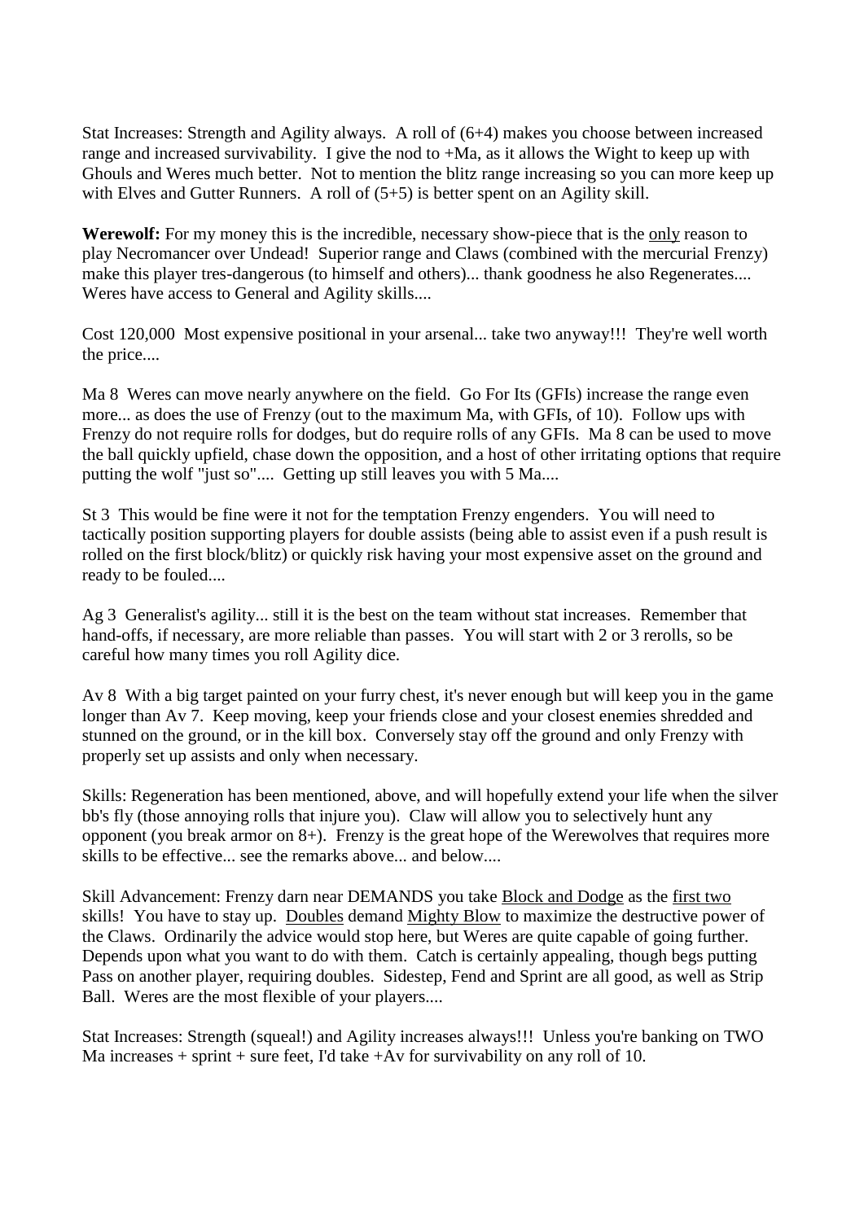Stat Increases: Strength and Agility always. A roll of (6+4) makes you choose between increased range and increased survivability. I give the nod to +Ma, as it allows the Wight to keep up with Ghouls and Weres much better. Not to mention the blitz range increasing so you can more keep up with Elves and Gutter Runners. A roll of (5+5) is better spent on an Agility skill.

**Werewolf:** For my money this is the incredible, necessary show-piece that is the <u>only</u> reason to play Necromancer over Undead! Superior range and Claws (combined with the mercurial Frenzy) make this player tres-dangerous (to himself and others)... thank goodness he also Regenerates.... Weres have access to General and Agility skills....

Cost 120,000 Most expensive positional in your arsenal... take two anyway!!! They're well worth the price....

Ma 8 Weres can move nearly anywhere on the field. Go For Its (GFIs) increase the range even more... as does the use of Frenzy (out to the maximum Ma, with GFIs, of 10). Follow ups with Frenzy do not require rolls for dodges, but do require rolls of any GFIs. Ma 8 can be used to move the ball quickly upfield, chase down the opposition, and a host of other irritating options that require putting the wolf "just so".... Getting up still leaves you with 5 Ma....

St 3 This would be fine were it not for the temptation Frenzy engenders. You will need to tactically position supporting players for double assists (being able to assist even if a push result is rolled on the first block/blitz) or quickly risk having your most expensive asset on the ground and ready to be fouled....

Ag 3 Generalist's agility... still it is the best on the team without stat increases. Remember that hand-offs, if necessary, are more reliable than passes. You will start with 2 or 3 rerolls, so be careful how many times you roll Agility dice.

Av 8 With a big target painted on your furry chest, it's never enough but will keep you in the game longer than Av 7. Keep moving, keep your friends close and your closest enemies shredded and stunned on the ground, or in the kill box. Conversely stay off the ground and only Frenzy with properly set up assists and only when necessary.

Skills: Regeneration has been mentioned, above, and will hopefully extend your life when the silver bb's fly (those annoying rolls that injure you). Claw will allow you to selectively hunt any opponent (you break armor on 8+). Frenzy is the great hope of the Werewolves that requires more skills to be effective... see the remarks above... and below....

Skill Advancement: Frenzy darn near DEMANDS you take <u>Block and Dodge</u> as the <u>first two</u> skills! You have to stay up. <u>Doubles</u> demand <u>Mighty Blow</u> to maximize the destructive power of the Claws. Ordinarily the advice would stop here, but Weres are quite capable of going further. Depends upon what you want to do with them. Catch is certainly appealing, though begs putting Pass on another player, requiring doubles. Sidestep, Fend and Sprint are all good, as well as Strip Ball. Weres are the most flexible of your players....

Stat Increases: Strength (squeal!) and Agility increases always!!! Unless you're banking on TWO Ma increases + sprint + sure feet, I'd take +Av for survivability on any roll of 10.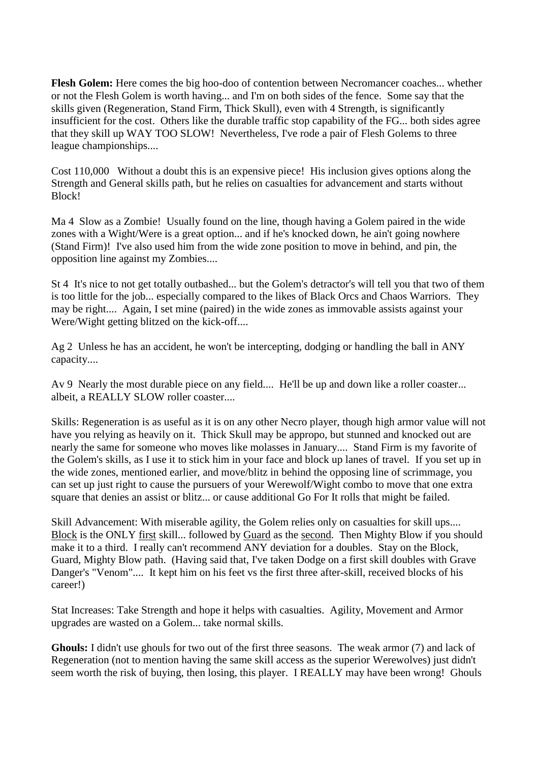**Flesh Golem:** Here comes the big hoo-doo of contention between Necromancer coaches... whether or not the Flesh Golem is worth having... and I'm on both sides of the fence. Some say that the skills given (Regeneration, Stand Firm, Thick Skull), even with 4 Strength, is significantly insufficient for the cost. Others like the durable traffic stop capability of the FG... both sides agree that they skill up WAY TOO SLOW! Nevertheless, I've rode a pair of Flesh Golems to three league championships....

Cost 110,000 Without a doubt this is an expensive piece! His inclusion gives options along the Strength and General skills path, but he relies on casualties for advancement and starts without Block!

Ma 4 Slow as a Zombie! Usually found on the line, though having a Golem paired in the wide zones with a Wight/Were is a great option... and if he's knocked down, he ain't going nowhere (Stand Firm)! I've also used him from the wide zone position to move in behind, and pin, the opposition line against my Zombies....

St 4 It's nice to not get totally outbashed... but the Golem's detractor's will tell you that two of them is too little for the job... especially compared to the likes of Black Orcs and Chaos Warriors. They may be right.... Again, I set mine (paired) in the wide zones as immovable assists against your Were/Wight getting blitzed on the kick-off....

Ag 2 Unless he has an accident, he won't be intercepting, dodging or handling the ball in ANY capacity....

Av 9 Nearly the most durable piece on any field.... He'll be up and down like a roller coaster... albeit, a REALLY SLOW roller coaster....

Skills: Regeneration is as useful as it is on any other Necro player, though high armor value will not have you relying as heavily on it. Thick Skull may be appropo, but stunned and knocked out are nearly the same for someone who moves like molasses in January.... Stand Firm is my favorite of the Golem's skills, as I use it to stick him in your face and block up lanes of travel. If you set up in the wide zones, mentioned earlier, and move/blitz in behind the opposing line of scrimmage, you can set up just right to cause the pursuers of your Werewolf/Wight combo to move that one extra square that denies an assist or blitz... or cause additional Go For It rolls that might be failed.

Skill Advancement: With miserable agility, the Golem relies only on casualties for skill ups.... <u>Block</u> is the ONLY <u>first</u> skill... followed by <u>Guard</u> as the <u>second</u>. Then Mighty Blow if you should make it to a third. I really can't recommend ANY deviation for a doubles. Stay on the Block, Guard, Mighty Blow path. (Having said that, I've taken Dodge on a first skill doubles with Grave Danger's "Venom".... It kept him on his feet vs the first three after-skill, received blocks of his career!)

Stat Increases: Take Strength and hope it helps with casualties. Agility, Movement and Armor upgrades are wasted on a Golem... take normal skills.

**Ghouls:** I didn't use ghouls for two out of the first three seasons. The weak armor (7) and lack of Regeneration (not to mention having the same skill access as the superior Werewolves) just didn't seem worth the risk of buying, then losing, this player. I REALLY may have been wrong! Ghouls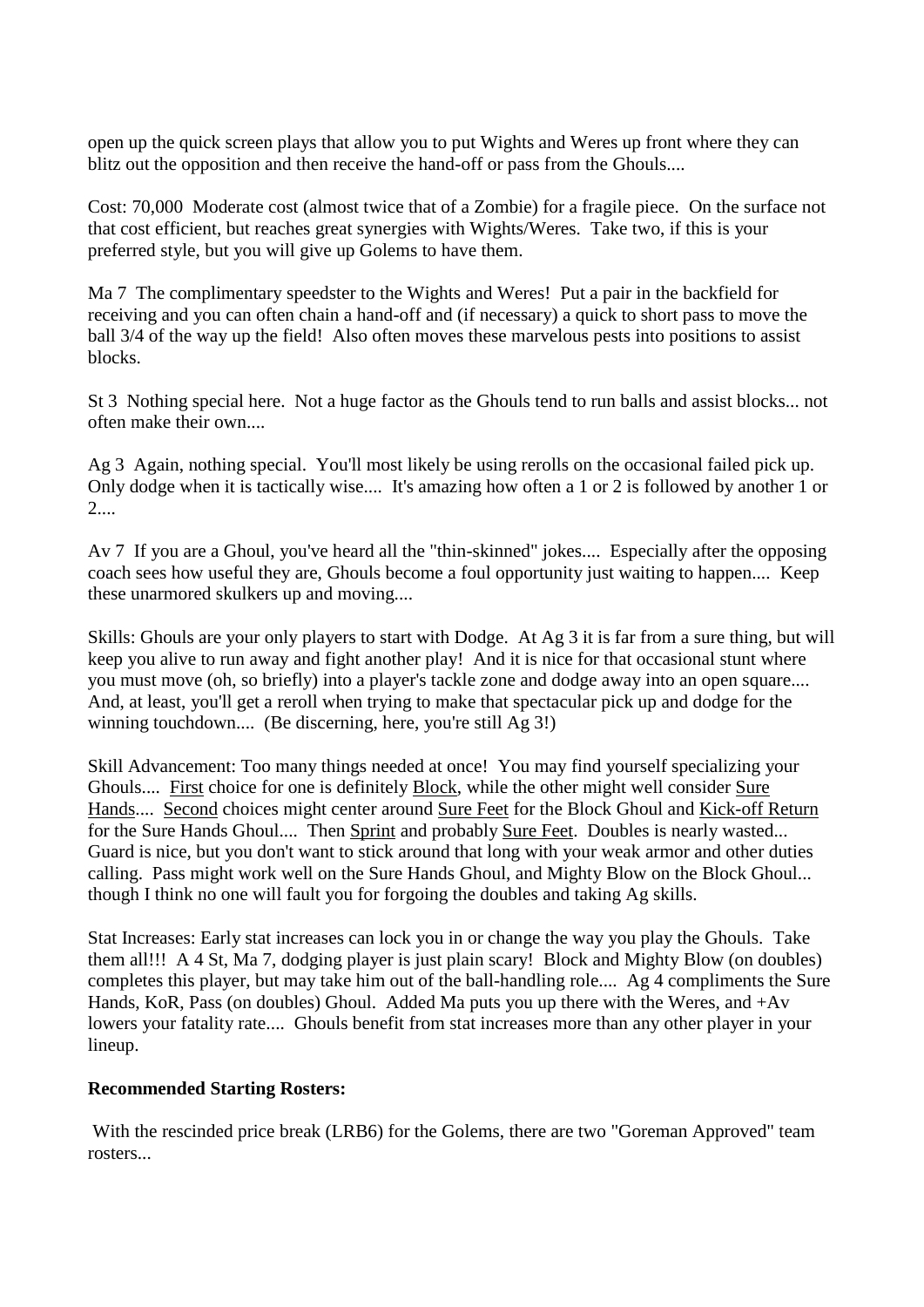open up the quick screen plays that allow you to put Wights and Weres up front where they can blitz out the opposition and then receive the hand-off or pass from the Ghouls....

Cost: 70,000  Moderate cost (almost twice that of a Zombie) for a fragile piece.  On the surface not that cost efficient, but reaches great synergies with Wights/Weres.  Take two, if this is your preferred style, but you will give up Golems to have them.

Ma 7  The complimentary speedster to the Wights and Weres!  Put a pair in the backfield for receiving and you can often chain a hand-off and (if necessary) a quick to short pass to move the ball 3/4 of the way up the field!  Also often moves these marvelous pests into positions to assist blocks.

St 3  Nothing special here.  Not a huge factor as the Ghouls tend to run balls and assist blocks... not often make their own....

Ag 3  Again, nothing special.  You'll most likely be using rerolls on the occasional failed pick up.  Only dodge when it is tactically wise....  It's amazing how often a 1 or 2 is followed by another 1 or 2....

Av 7  If you are a Ghoul, you've heard all the "thin-skinned" jokes....  Especially after the opposing coach sees how useful they are, Ghouls become a foul opportunity just waiting to happen....  Keep these unarmored skulkers up and moving....

Skills: Ghouls are your only players to start with Dodge.  At Ag 3 it is far from a sure thing, but will keep you alive to run away and fight another play!  And it is nice for that occasional stunt where you must move (oh, so briefly) into a player's tackle zone and dodge away into an open square.... And, at least, you'll get a reroll when trying to make that spectacular pick up and dodge for the winning touchdown....  (Be discerning, here, you're still Ag 3!)

Skill Advancement: Too many things needed at once!  You may find yourself specializing your Ghouls....  <u>First</u> choice for one is definitely <u>Block</u>, while the other might well consider <u>Sure Hands</u>....  <u>Second</u> choices might center around <u>Sure Feet</u> for the Block Ghoul and <u>Kick-off Return</u> for the Sure Hands Ghoul....  Then <u>Sprint</u> and probably <u>Sure Feet</u>.  Doubles is nearly wasted... Guard is nice, but you don't want to stick around that long with your weak armor and other duties calling.  Pass might work well on the Sure Hands Ghoul, and Mighty Blow on the Block Ghoul... though I think no one will fault you for forgoing the doubles and taking Ag skills.

Stat Increases: Early stat increases can lock you in or change the way you play the Ghouls.  Take them all!!!  A 4 St, Ma 7, dodging player is just plain scary!  Block and Mighty Blow (on doubles) completes this player, but may take him out of the ball-handling role....  Ag 4 compliments the Sure Hands, KoR, Pass (on doubles) Ghoul.  Added Ma puts you up there with the Weres, and +Av lowers your fatality rate....  Ghouls benefit from stat increases more than any other player in your lineup.

**Recommended Starting Rosters:**

With the rescinded price break (LRB6) for the Golems, there are two "Goreman Approved" team rosters...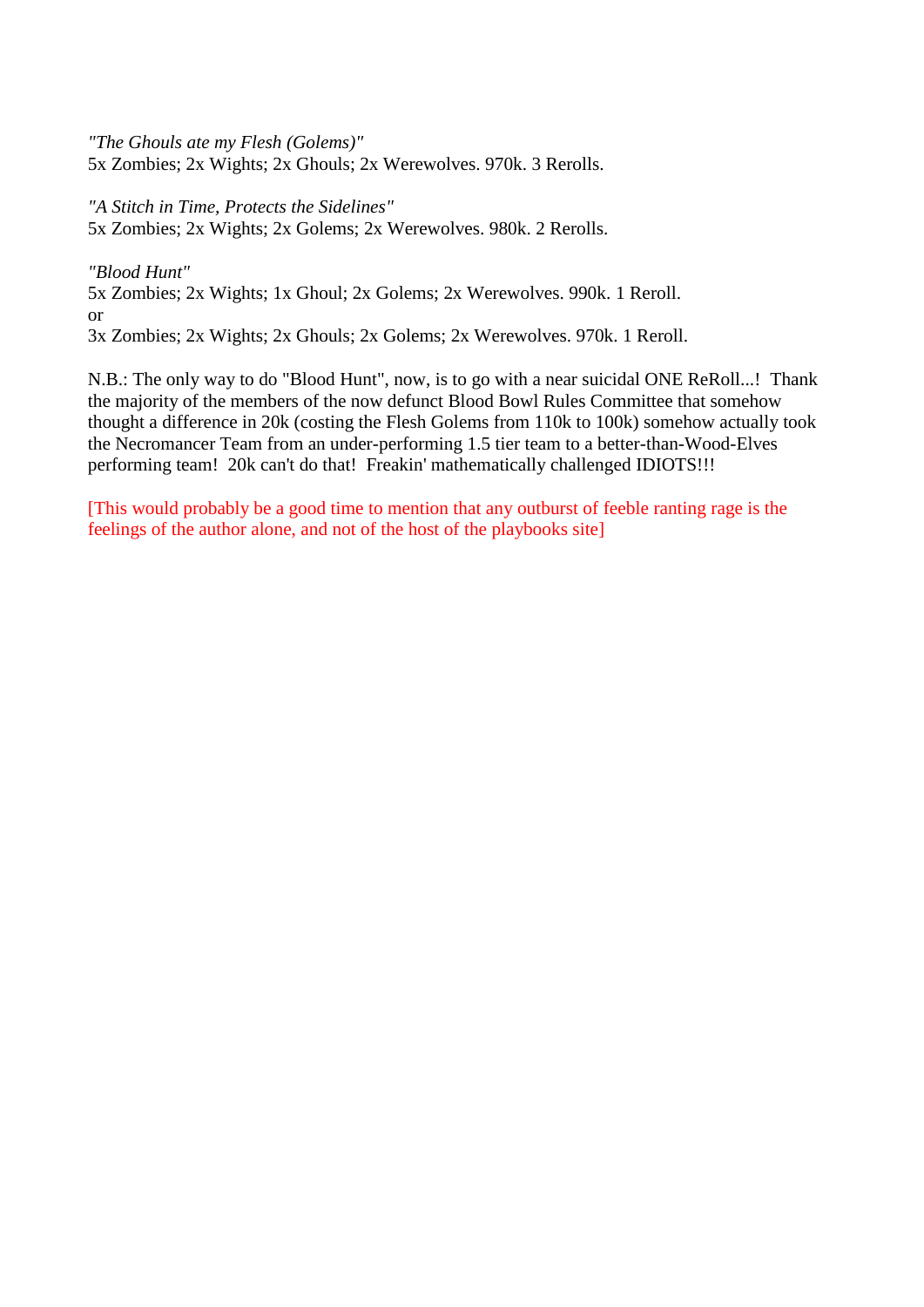*"The Ghouls ate my Flesh (Golems)"*
5x Zombies; 2x Wights; 2x Ghouls; 2x Werewolves. 970k. 3 Rerolls.

*"A Stitch in Time, Protects the Sidelines"*
5x Zombies; 2x Wights; 2x Golems; 2x Werewolves. 980k. 2 Rerolls.

*"Blood Hunt"*
5x Zombies; 2x Wights; 1x Ghoul; 2x Golems; 2x Werewolves. 990k. 1 Reroll.
or
3x Zombies; 2x Wights; 2x Ghouls; 2x Golems; 2x Werewolves. 970k. 1 Reroll.

N.B.: The only way to do "Blood Hunt", now, is to go with a near suicidal ONE ReRoll...! Thank the majority of the members of the now defunct Blood Bowl Rules Committee that somehow thought a difference in 20k (costing the Flesh Golems from 110k to 100k) somehow actually took the Necromancer Team from an under-performing 1.5 tier team to a better-than-Wood-Elves performing team! 20k can't do that! Freakin' mathematically challenged IDIOTS!!!

[This would probably be a good time to mention that any outburst of feeble ranting rage is the feelings of the author alone, and not of the host of the playbooks site]